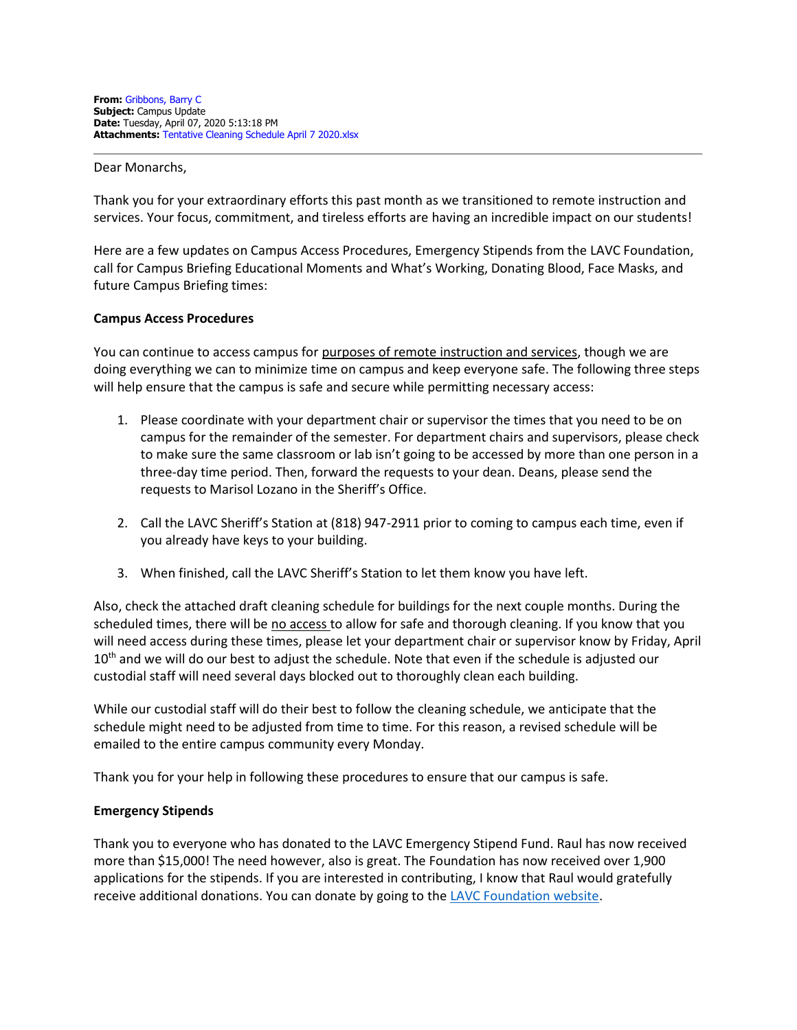**From:** Gribbons, Barry C
**Subject:** Campus Update
**Date:** Tuesday, April 07, 2020 5:13:18 PM
**Attachments:** Tentative Cleaning Schedule April 7 2020.xlsx

---

Dear Monarchs,

Thank you for your extraordinary efforts this past month as we transitioned to remote instruction and services. Your focus, commitment, and tireless efforts are having an incredible impact on our students!

Here are a few updates on Campus Access Procedures, Emergency Stipends from the LAVC Foundation, call for Campus Briefing Educational Moments and What's Working, Donating Blood, Face Masks, and future Campus Briefing times:

**Campus Access Procedures**

You can continue to access campus for purposes of remote instruction and services, though we are doing everything we can to minimize time on campus and keep everyone safe. The following three steps will help ensure that the campus is safe and secure while permitting necessary access:

1. Please coordinate with your department chair or supervisor the times that you need to be on campus for the remainder of the semester. For department chairs and supervisors, please check to make sure the same classroom or lab isn't going to be accessed by more than one person in a three-day time period. Then, forward the requests to your dean. Deans, please send the requests to Marisol Lozano in the Sheriff's Office.

2. Call the LAVC Sheriff's Station at (818) 947-2911 prior to coming to campus each time, even if you already have keys to your building.

3. When finished, call the LAVC Sheriff's Station to let them know you have left.

Also, check the attached draft cleaning schedule for buildings for the next couple months. During the scheduled times, there will be no access to allow for safe and thorough cleaning. If you know that you will need access during these times, please let your department chair or supervisor know by Friday, April 10th and we will do our best to adjust the schedule. Note that even if the schedule is adjusted our custodial staff will need several days blocked out to thoroughly clean each building.

While our custodial staff will do their best to follow the cleaning schedule, we anticipate that the schedule might need to be adjusted from time to time. For this reason, a revised schedule will be emailed to the entire campus community every Monday.

Thank you for your help in following these procedures to ensure that our campus is safe.

**Emergency Stipends**

Thank you to everyone who has donated to the LAVC Emergency Stipend Fund. Raul has now received more than $15,000! The need however, also is great. The Foundation has now received over 1,900 applications for the stipends. If you are interested in contributing, I know that Raul would gratefully receive additional donations. You can donate by going to the LAVC Foundation website.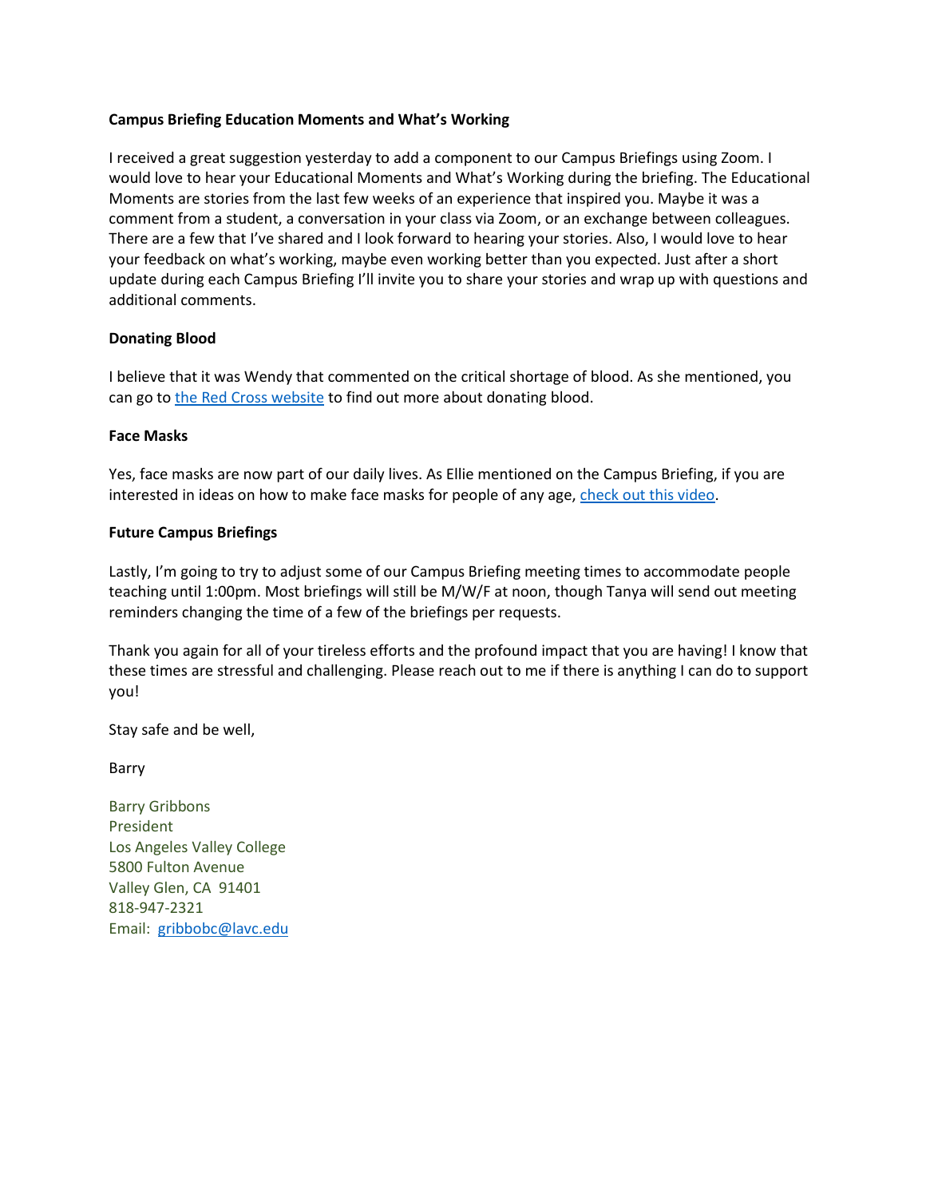**Campus Briefing Education Moments and What's Working**

I received a great suggestion yesterday to add a component to our Campus Briefings using Zoom. I would love to hear your Educational Moments and What's Working during the briefing. The Educational Moments are stories from the last few weeks of an experience that inspired you. Maybe it was a comment from a student, a conversation in your class via Zoom, or an exchange between colleagues. There are a few that I've shared and I look forward to hearing your stories. Also, I would love to hear your feedback on what's working, maybe even working better than you expected. Just after a short update during each Campus Briefing I'll invite you to share your stories and wrap up with questions and additional comments.

**Donating Blood**

I believe that it was Wendy that commented on the critical shortage of blood. As she mentioned, you can go to the Red Cross website to find out more about donating blood.

**Face Masks**

Yes, face masks are now part of our daily lives. As Ellie mentioned on the Campus Briefing, if you are interested in ideas on how to make face masks for people of any age, check out this video.

**Future Campus Briefings**

Lastly, I'm going to try to adjust some of our Campus Briefing meeting times to accommodate people teaching until 1:00pm. Most briefings will still be M/W/F at noon, though Tanya will send out meeting reminders changing the time of a few of the briefings per requests.

Thank you again for all of your tireless efforts and the profound impact that you are having! I know that these times are stressful and challenging. Please reach out to me if there is anything I can do to support you!

Stay safe and be well,

Barry

Barry Gribbons
President
Los Angeles Valley College
5800 Fulton Avenue
Valley Glen, CA 91401
818-947-2321
Email: gribbobc@lavc.edu